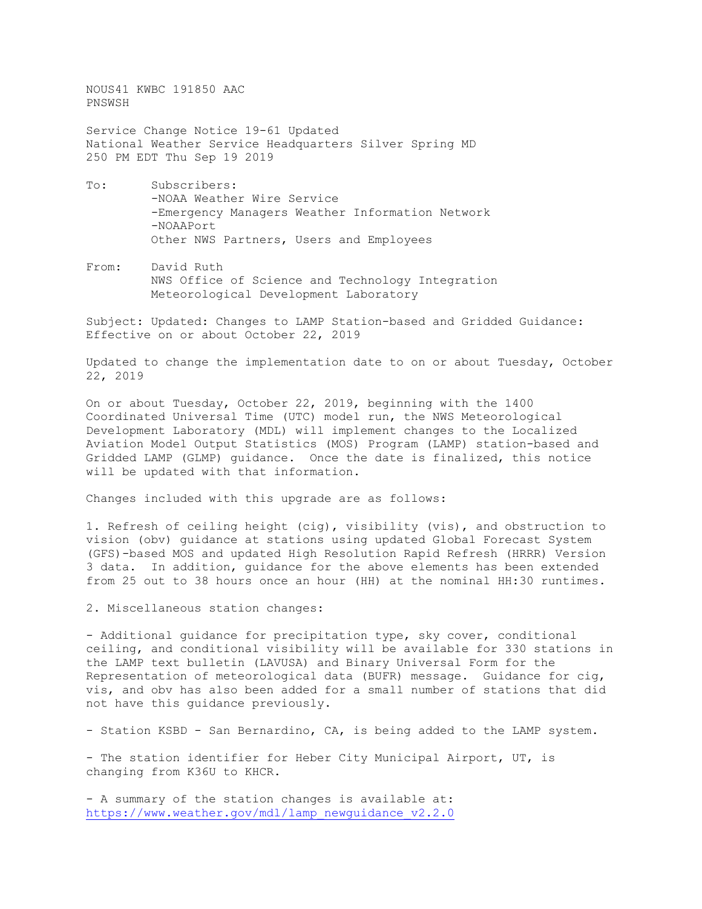NOUS41 KWBC 191850 AAC
PNSWSH

Service Change Notice 19-61 Updated
National Weather Service Headquarters Silver Spring MD
250 PM EDT Thu Sep 19 2019

To: Subscribers:
-NOAA Weather Wire Service
-Emergency Managers Weather Information Network
-NOAAPort
Other NWS Partners, Users and Employees

From: David Ruth
NWS Office of Science and Technology Integration
Meteorological Development Laboratory

Subject: Updated: Changes to LAMP Station-based and Gridded Guidance: Effective on or about October 22, 2019

Updated to change the implementation date to on or about Tuesday, October 22, 2019

On or about Tuesday, October 22, 2019, beginning with the 1400 Coordinated Universal Time (UTC) model run, the NWS Meteorological Development Laboratory (MDL) will implement changes to the Localized Aviation Model Output Statistics (MOS) Program (LAMP) station-based and Gridded LAMP (GLMP) guidance. Once the date is finalized, this notice will be updated with that information.

Changes included with this upgrade are as follows:

1. Refresh of ceiling height (cig), visibility (vis), and obstruction to vision (obv) guidance at stations using updated Global Forecast System (GFS)-based MOS and updated High Resolution Rapid Refresh (HRRR) Version 3 data. In addition, guidance for the above elements has been extended from 25 out to 38 hours once an hour (HH) at the nominal HH:30 runtimes.

2. Miscellaneous station changes:

- Additional guidance for precipitation type, sky cover, conditional ceiling, and conditional visibility will be available for 330 stations in the LAMP text bulletin (LAVUSA) and Binary Universal Form for the Representation of meteorological data (BUFR) message. Guidance for cig, vis, and obv has also been added for a small number of stations that did not have this guidance previously.

- Station KSBD - San Bernardino, CA, is being added to the LAMP system.

- The station identifier for Heber City Municipal Airport, UT, is changing from K36U to KHCR.

- A summary of the station changes is available at:
https://www.weather.gov/mdl/lamp_newguidance_v2.2.0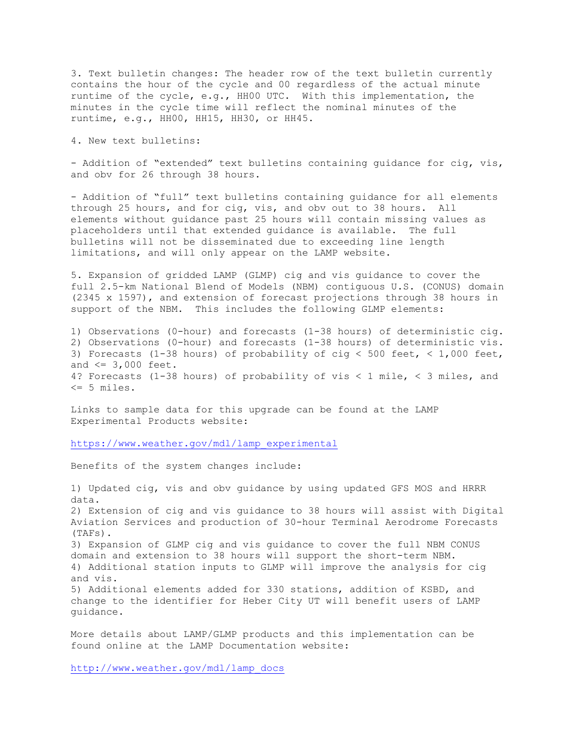3. Text bulletin changes: The header row of the text bulletin currently contains the hour of the cycle and 00 regardless of the actual minute runtime of the cycle, e.g., HH00 UTC. With this implementation, the minutes in the cycle time will reflect the nominal minutes of the runtime, e.g., HH00, HH15, HH30, or HH45.

4. New text bulletins:

- Addition of "extended" text bulletins containing guidance for cig, vis, and obv for 26 through 38 hours.

- Addition of "full" text bulletins containing guidance for all elements through 25 hours, and for cig, vis, and obv out to 38 hours. All elements without guidance past 25 hours will contain missing values as placeholders until that extended guidance is available. The full bulletins will not be disseminated due to exceeding line length limitations, and will only appear on the LAMP website.

5. Expansion of gridded LAMP (GLMP) cig and vis guidance to cover the full 2.5-km National Blend of Models (NBM) contiguous U.S. (CONUS) domain (2345 x 1597), and extension of forecast projections through 38 hours in support of the NBM. This includes the following GLMP elements:

1) Observations (0-hour) and forecasts (1-38 hours) of deterministic cig.
2) Observations (0-hour) and forecasts (1-38 hours) of deterministic vis.
3) Forecasts (1-38 hours) of probability of cig < 500 feet, < 1,000 feet, and <= 3,000 feet.
4? Forecasts (1-38 hours) of probability of vis < 1 mile, < 3 miles, and <= 5 miles.

Links to sample data for this upgrade can be found at the LAMP Experimental Products website:

https://www.weather.gov/mdl/lamp_experimental

Benefits of the system changes include:

1) Updated cig, vis and obv guidance by using updated GFS MOS and HRRR data.
2) Extension of cig and vis guidance to 38 hours will assist with Digital Aviation Services and production of 30-hour Terminal Aerodrome Forecasts (TAFs).
3) Expansion of GLMP cig and vis guidance to cover the full NBM CONUS domain and extension to 38 hours will support the short-term NBM.
4) Additional station inputs to GLMP will improve the analysis for cig and vis.
5) Additional elements added for 330 stations, addition of KSBD, and change to the identifier for Heber City UT will benefit users of LAMP guidance.

More details about LAMP/GLMP products and this implementation can be found online at the LAMP Documentation website:

http://www.weather.gov/mdl/lamp_docs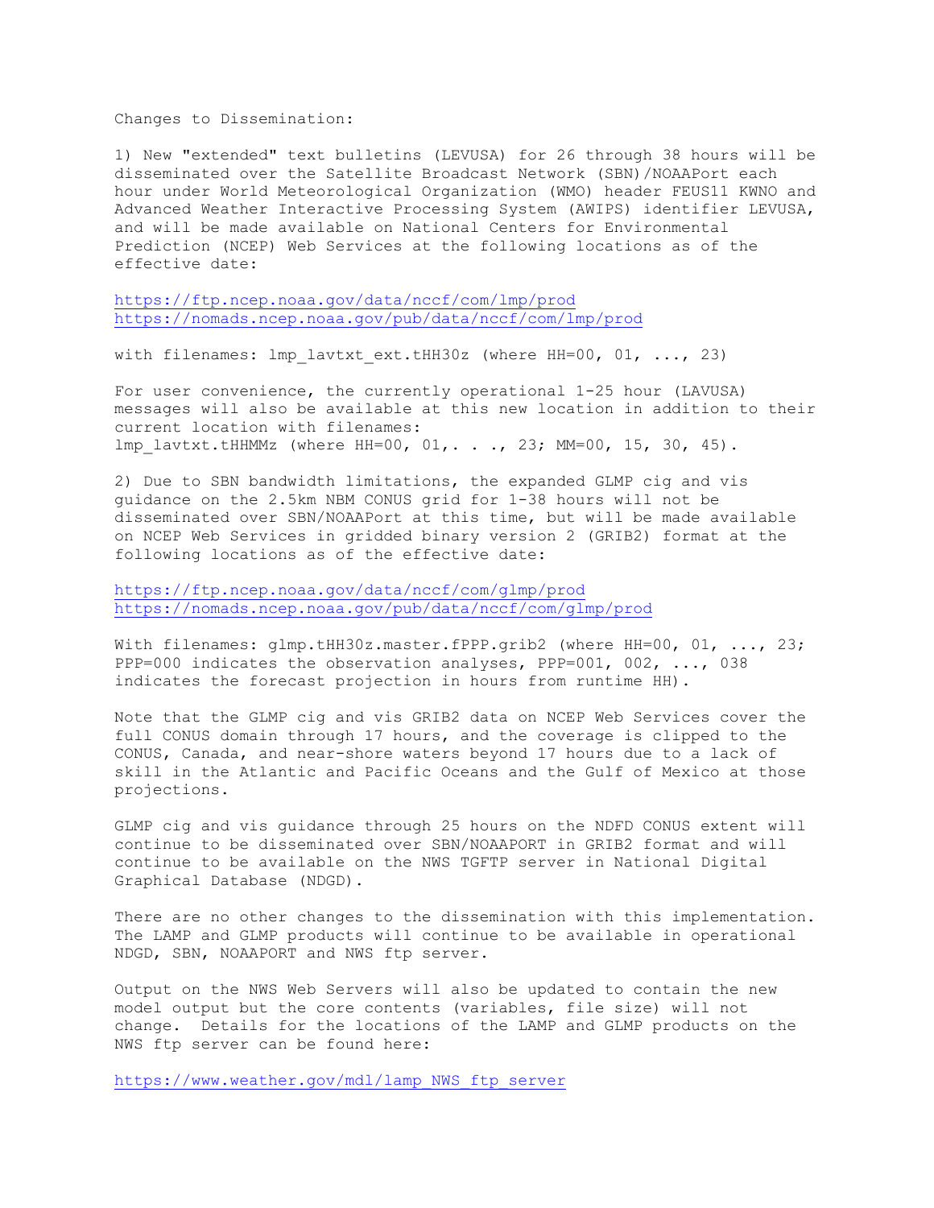Changes to Dissemination:

1) New "extended" text bulletins (LEVUSA) for 26 through 38 hours will be disseminated over the Satellite Broadcast Network (SBN)/NOAAPort each hour under World Meteorological Organization (WMO) header FEUS11 KWNO and Advanced Weather Interactive Processing System (AWIPS) identifier LEVUSA, and will be made available on National Centers for Environmental Prediction (NCEP) Web Services at the following locations as of the effective date:

https://ftp.ncep.noaa.gov/data/nccf/com/lmp/prod
https://nomads.ncep.noaa.gov/pub/data/nccf/com/lmp/prod

with filenames: lmp_lavtxt_ext.tHH30z (where HH=00, 01, ..., 23)

For user convenience, the currently operational 1-25 hour (LAVUSA) messages will also be available at this new location in addition to their current location with filenames:
lmp_lavtxt.tHHMMz (where HH=00, 01,. . ., 23; MM=00, 15, 30, 45).

2) Due to SBN bandwidth limitations, the expanded GLMP cig and vis guidance on the 2.5km NBM CONUS grid for 1-38 hours will not be disseminated over SBN/NOAAPort at this time, but will be made available on NCEP Web Services in gridded binary version 2 (GRIB2) format at the following locations as of the effective date:

https://ftp.ncep.noaa.gov/data/nccf/com/glmp/prod
https://nomads.ncep.noaa.gov/pub/data/nccf/com/glmp/prod

With filenames: glmp.tHH30z.master.fPPP.grib2 (where HH=00, 01, ..., 23; PPP=000 indicates the observation analyses, PPP=001, 002, ..., 038 indicates the forecast projection in hours from runtime HH).

Note that the GLMP cig and vis GRIB2 data on NCEP Web Services cover the full CONUS domain through 17 hours, and the coverage is clipped to the CONUS, Canada, and near-shore waters beyond 17 hours due to a lack of skill in the Atlantic and Pacific Oceans and the Gulf of Mexico at those projections.

GLMP cig and vis guidance through 25 hours on the NDFD CONUS extent will continue to be disseminated over SBN/NOAAPORT in GRIB2 format and will continue to be available on the NWS TGFTP server in National Digital Graphical Database (NDGD).

There are no other changes to the dissemination with this implementation. The LAMP and GLMP products will continue to be available in operational NDGD, SBN, NOAAPORT and NWS ftp server.

Output on the NWS Web Servers will also be updated to contain the new model output but the core contents (variables, file size) will not change. Details for the locations of the LAMP and GLMP products on the NWS ftp server can be found here:

https://www.weather.gov/mdl/lamp_NWS_ftp_server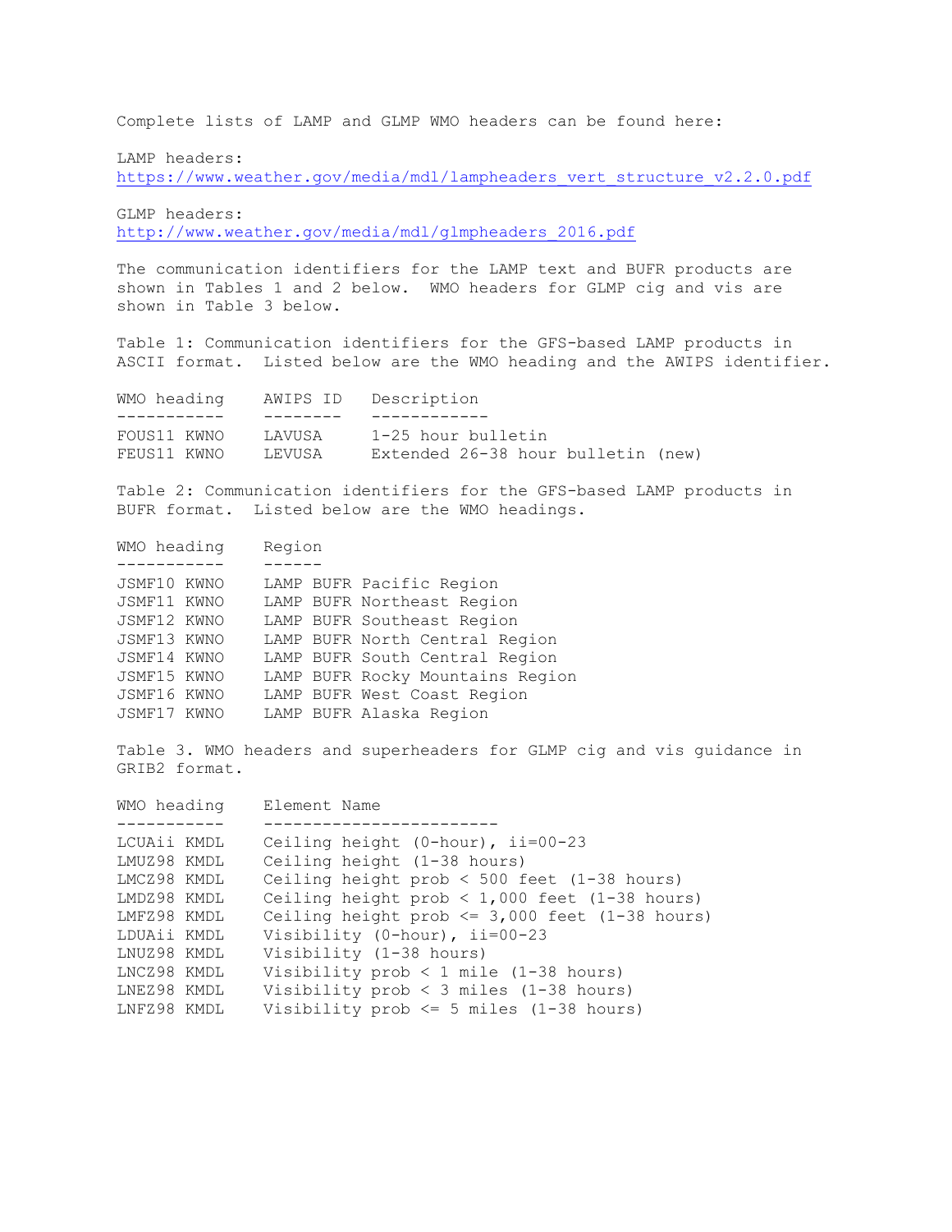Complete lists of LAMP and GLMP WMO headers can be found here:

LAMP headers:
https://www.weather.gov/media/mdl/lampheaders_vert_structure_v2.2.0.pdf

GLMP headers:
http://www.weather.gov/media/mdl/glmpheaders_2016.pdf

The communication identifiers for the LAMP text and BUFR products are shown in Tables 1 and 2 below. WMO headers for GLMP cig and vis are shown in Table 3 below.

Table 1: Communication identifiers for the GFS-based LAMP products in ASCII format. Listed below are the WMO heading and the AWIPS identifier.

| WMO heading | AWIPS ID | Description |
| --- | --- | --- |
| FOUS11 KWNO | LAVUSA | 1-25 hour bulletin |
| FEUS11 KWNO | LEVUSA | Extended 26-38 hour bulletin (new) |

Table 2: Communication identifiers for the GFS-based LAMP products in BUFR format. Listed below are the WMO headings.

| WMO heading | Region |
| --- | --- |
| JSMF10 KWNO | LAMP BUFR Pacific Region |
| JSMF11 KWNO | LAMP BUFR Northeast Region |
| JSMF12 KWNO | LAMP BUFR Southeast Region |
| JSMF13 KWNO | LAMP BUFR North Central Region |
| JSMF14 KWNO | LAMP BUFR South Central Region |
| JSMF15 KWNO | LAMP BUFR Rocky Mountains Region |
| JSMF16 KWNO | LAMP BUFR West Coast Region |
| JSMF17 KWNO | LAMP BUFR Alaska Region |

Table 3. WMO headers and superheaders for GLMP cig and vis guidance in GRIB2 format.

| WMO heading | Element Name |
| --- | --- |
| LCUAii KMDL | Ceiling height (0-hour), ii=00-23 |
| LMUZ98 KMDL | Ceiling height (1-38 hours) |
| LMCZ98 KMDL | Ceiling height prob < 500 feet (1-38 hours) |
| LMDZ98 KMDL | Ceiling height prob < 1,000 feet (1-38 hours) |
| LMFZ98 KMDL | Ceiling height prob <= 3,000 feet (1-38 hours) |
| LDUAii KMDL | Visibility (0-hour), ii=00-23 |
| LNUZ98 KMDL | Visibility (1-38 hours) |
| LNCZ98 KMDL | Visibility prob < 1 mile (1-38 hours) |
| LNEZ98 KMDL | Visibility prob < 3 miles (1-38 hours) |
| LNFZ98 KMDL | Visibility prob <= 5 miles (1-38 hours) |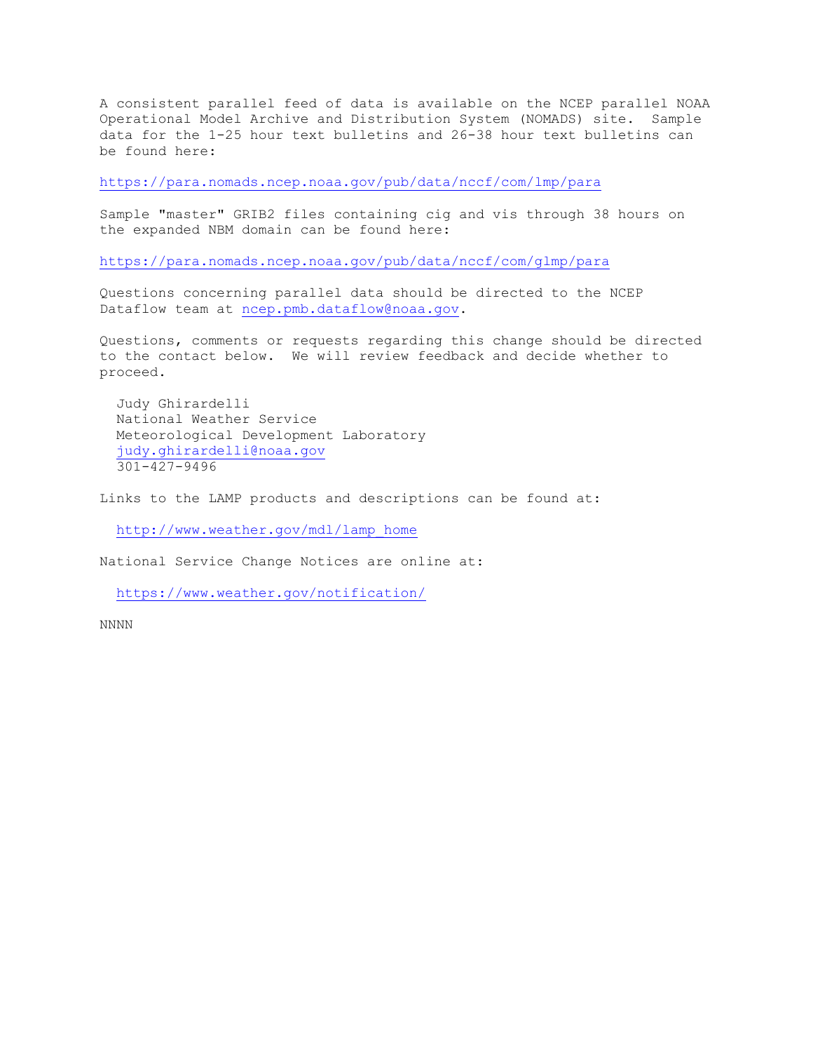A consistent parallel feed of data is available on the NCEP parallel NOAA Operational Model Archive and Distribution System (NOMADS) site. Sample data for the 1-25 hour text bulletins and 26-38 hour text bulletins can be found here:

https://para.nomads.ncep.noaa.gov/pub/data/nccf/com/lmp/para

Sample "master" GRIB2 files containing cig and vis through 38 hours on the expanded NBM domain can be found here:

https://para.nomads.ncep.noaa.gov/pub/data/nccf/com/glmp/para

Questions concerning parallel data should be directed to the NCEP Dataflow team at ncep.pmb.dataflow@noaa.gov.

Questions, comments or requests regarding this change should be directed to the contact below. We will review feedback and decide whether to proceed.

Judy Ghirardelli
National Weather Service
Meteorological Development Laboratory
judy.ghirardelli@noaa.gov
301-427-9496

Links to the LAMP products and descriptions can be found at:

http://www.weather.gov/mdl/lamp_home

National Service Change Notices are online at:

https://www.weather.gov/notification/

NNNN